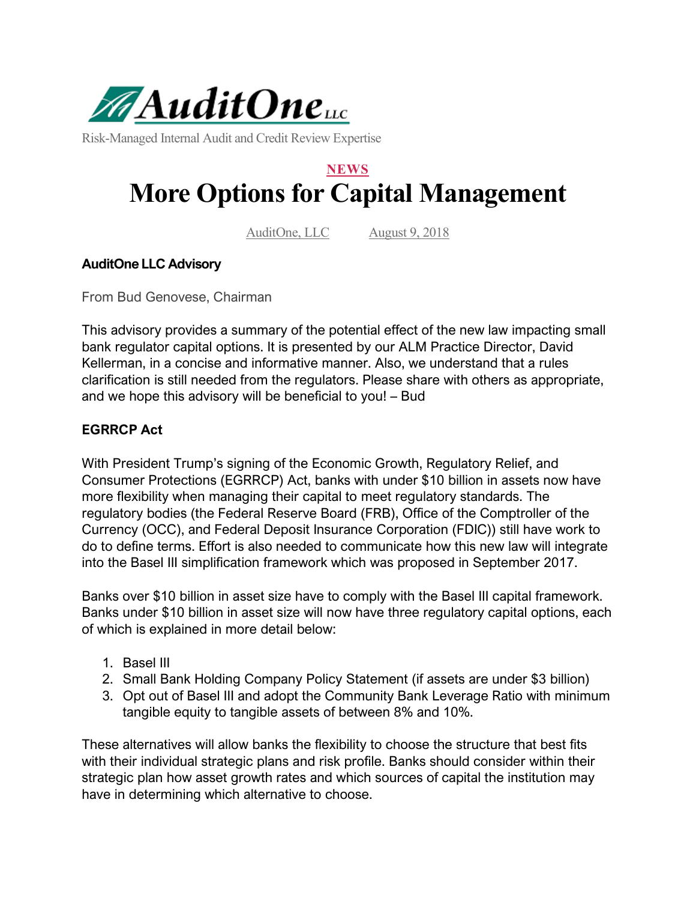# AuditOne LLC

Risk-Managed Internal Audit and Credit Review Expertise

NEWS

# More Options for Capital Management

AuditOne, LLC     August 9, 2018

**AuditOne LLC Advisory**

From Bud Genovese, Chairman

This advisory provides a summary of the potential effect of the new law impacting small bank regulator capital options. It is presented by our ALM Practice Director, David Kellerman, in a concise and informative manner. Also, we understand that a rules clarification is still needed from the regulators. Please share with others as appropriate, and we hope this advisory will be beneficial to you! – Bud

**EGRRCP Act**

With President Trump's signing of the Economic Growth, Regulatory Relief, and Consumer Protections (EGRRCP) Act, banks with under $10 billion in assets now have more flexibility when managing their capital to meet regulatory standards. The regulatory bodies (the Federal Reserve Board (FRB), Office of the Comptroller of the Currency (OCC), and Federal Deposit Insurance Corporation (FDIC)) still have work to do to define terms. Effort is also needed to communicate how this new law will integrate into the Basel III simplification framework which was proposed in September 2017.

Banks over $10 billion in asset size have to comply with the Basel III capital framework. Banks under $10 billion in asset size will now have three regulatory capital options, each of which is explained in more detail below:

1. Basel III
2. Small Bank Holding Company Policy Statement (if assets are under $3 billion)
3. Opt out of Basel III and adopt the Community Bank Leverage Ratio with minimum tangible equity to tangible assets of between 8% and 10%.

These alternatives will allow banks the flexibility to choose the structure that best fits with their individual strategic plans and risk profile. Banks should consider within their strategic plan how asset growth rates and which sources of capital the institution may have in determining which alternative to choose.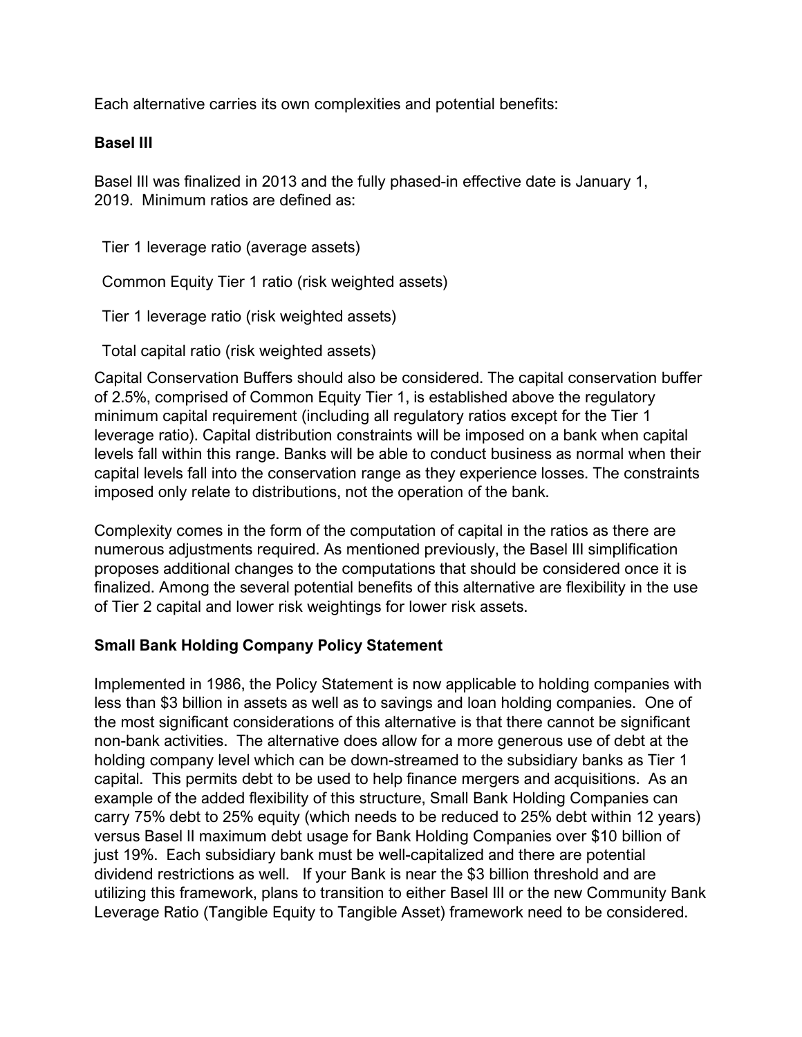Each alternative carries its own complexities and potential benefits:

**Basel III**

Basel III was finalized in 2013 and the fully phased-in effective date is January 1, 2019. Minimum ratios are defined as:

Tier 1 leverage ratio (average assets)

Common Equity Tier 1 ratio (risk weighted assets)

Tier 1 leverage ratio (risk weighted assets)

Total capital ratio (risk weighted assets)

Capital Conservation Buffers should also be considered. The capital conservation buffer of 2.5%, comprised of Common Equity Tier 1, is established above the regulatory minimum capital requirement (including all regulatory ratios except for the Tier 1 leverage ratio). Capital distribution constraints will be imposed on a bank when capital levels fall within this range. Banks will be able to conduct business as normal when their capital levels fall into the conservation range as they experience losses. The constraints imposed only relate to distributions, not the operation of the bank.

Complexity comes in the form of the computation of capital in the ratios as there are numerous adjustments required. As mentioned previously, the Basel III simplification proposes additional changes to the computations that should be considered once it is finalized. Among the several potential benefits of this alternative are flexibility in the use of Tier 2 capital and lower risk weightings for lower risk assets.

**Small Bank Holding Company Policy Statement**

Implemented in 1986, the Policy Statement is now applicable to holding companies with less than $3 billion in assets as well as to savings and loan holding companies. One of the most significant considerations of this alternative is that there cannot be significant non-bank activities. The alternative does allow for a more generous use of debt at the holding company level which can be down-streamed to the subsidiary banks as Tier 1 capital. This permits debt to be used to help finance mergers and acquisitions. As an example of the added flexibility of this structure, Small Bank Holding Companies can carry 75% debt to 25% equity (which needs to be reduced to 25% debt within 12 years) versus Basel II maximum debt usage for Bank Holding Companies over $10 billion of just 19%. Each subsidiary bank must be well-capitalized and there are potential dividend restrictions as well. If your Bank is near the $3 billion threshold and are utilizing this framework, plans to transition to either Basel III or the new Community Bank Leverage Ratio (Tangible Equity to Tangible Asset) framework need to be considered.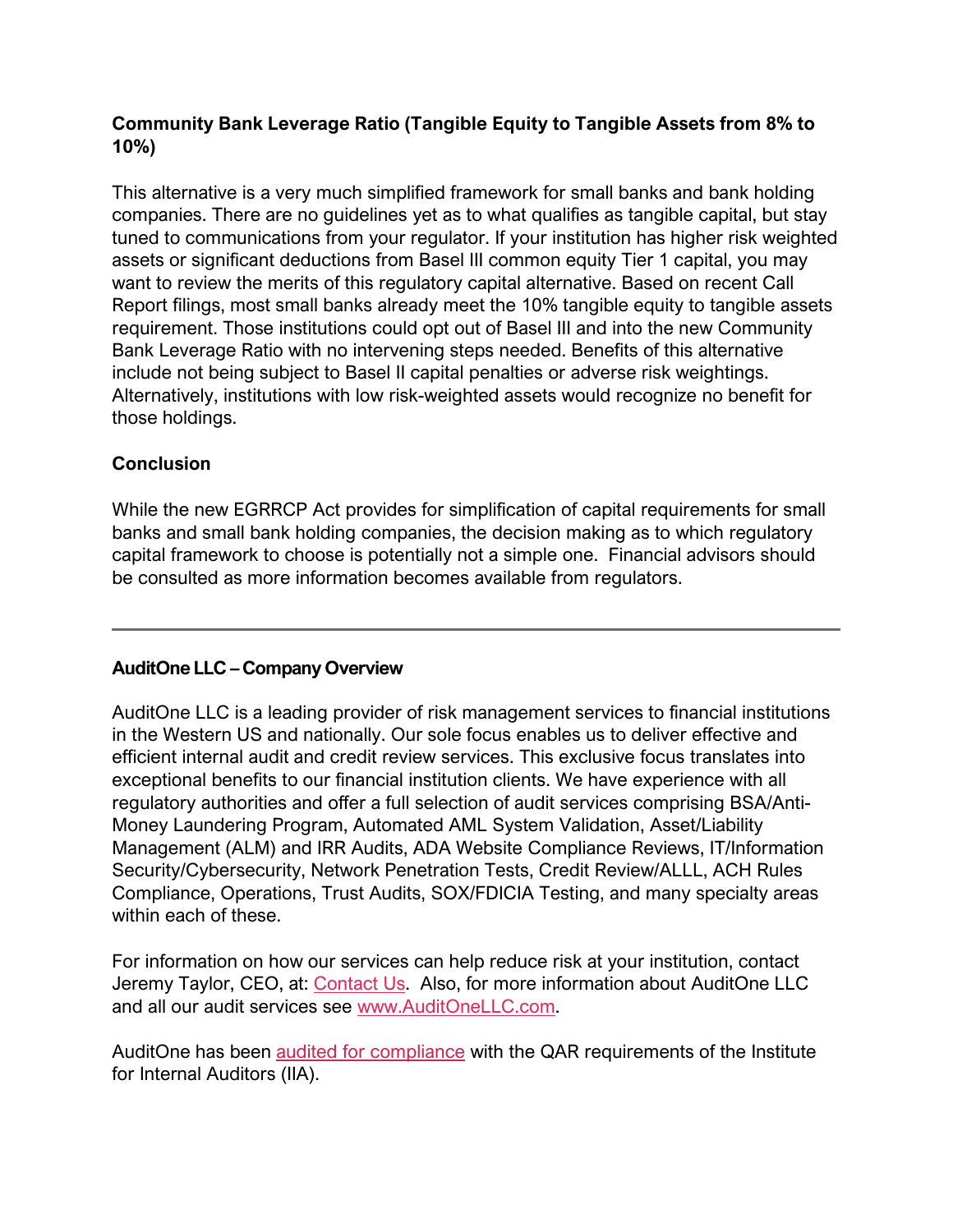**Community Bank Leverage Ratio (Tangible Equity to Tangible Assets from 8% to 10%)**

This alternative is a very much simplified framework for small banks and bank holding companies. There are no guidelines yet as to what qualifies as tangible capital, but stay tuned to communications from your regulator. If your institution has higher risk weighted assets or significant deductions from Basel III common equity Tier 1 capital, you may want to review the merits of this regulatory capital alternative. Based on recent Call Report filings, most small banks already meet the 10% tangible equity to tangible assets requirement. Those institutions could opt out of Basel III and into the new Community Bank Leverage Ratio with no intervening steps needed. Benefits of this alternative include not being subject to Basel II capital penalties or adverse risk weightings. Alternatively, institutions with low risk-weighted assets would recognize no benefit for those holdings.

**Conclusion**

While the new EGRRCP Act provides for simplification of capital requirements for small banks and small bank holding companies, the decision making as to which regulatory capital framework to choose is potentially not a simple one. Financial advisors should be consulted as more information becomes available from regulators.

---

**AuditOne LLC – Company Overview**

AuditOne LLC is a leading provider of risk management services to financial institutions in the Western US and nationally. Our sole focus enables us to deliver effective and efficient internal audit and credit review services. This exclusive focus translates into exceptional benefits to our financial institution clients. We have experience with all regulatory authorities and offer a full selection of audit services comprising BSA/Anti-Money Laundering Program, Automated AML System Validation, Asset/Liability Management (ALM) and IRR Audits, ADA Website Compliance Reviews, IT/Information Security/Cybersecurity, Network Penetration Tests, Credit Review/ALLL, ACH Rules Compliance, Operations, Trust Audits, SOX/FDICIA Testing, and many specialty areas within each of these.

For information on how our services can help reduce risk at your institution, contact Jeremy Taylor, CEO, at: Contact Us. Also, for more information about AuditOne LLC and all our audit services see www.AuditOneLLC.com.

AuditOne has been audited for compliance with the QAR requirements of the Institute for Internal Auditors (IIA).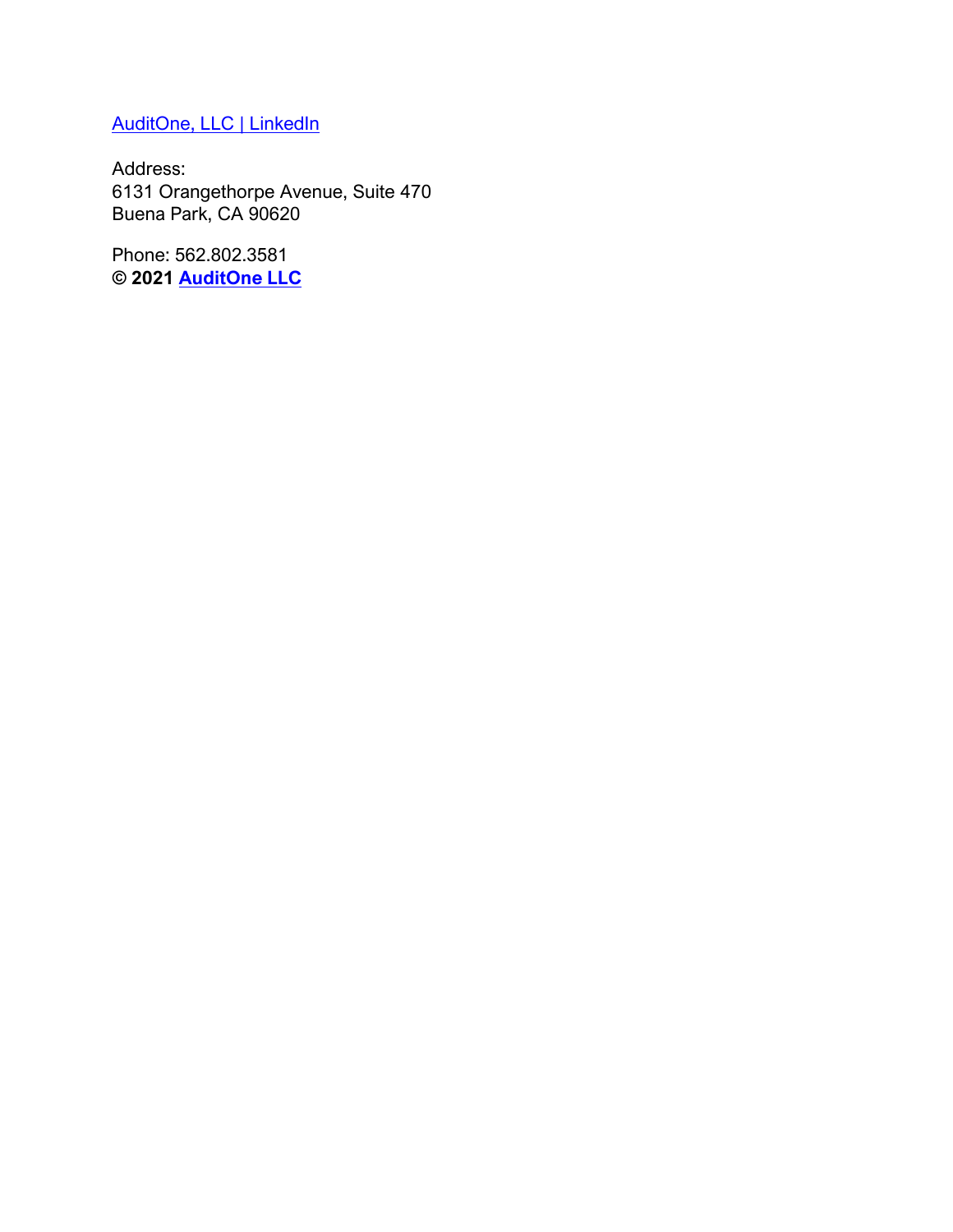AuditOne, LLC | LinkedIn

Address:
6131 Orangethorpe Avenue, Suite 470
Buena Park, CA 90620

Phone: 562.802.3581
**© 2021 AuditOne LLC**